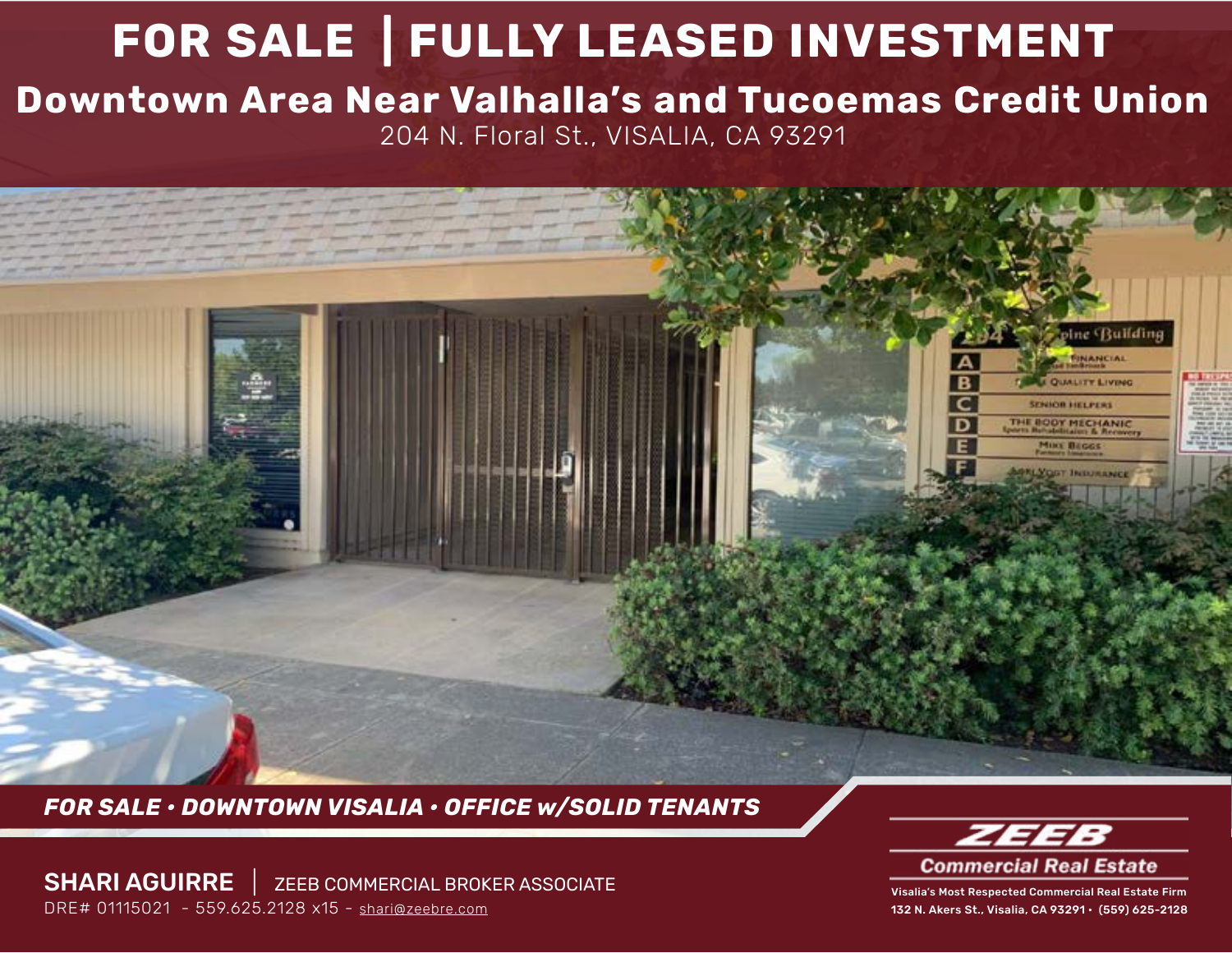# FOR SALE | FULLY LEASED INVESTMENT

## Downtown Area Near Valhalla's and Tucoemas Credit Union

204 N. Floral St., VISALIA, CA 93291

***FOR SALE • DOWNTOWN VISALIA • OFFICE w/SOLID TENANTS***

**SHARI AGUIRRE** | ZEEB COMMERCIAL BROKER ASSOCIATE
DRE# 01115021 - 559.625.2128 x15 - shari@zeebre.com

**ZEEB Commercial Real Estate**
Visalia's Most Respected Commercial Real Estate Firm
132 N. Akers St., Visalia, CA 93291 • (559) 625-2128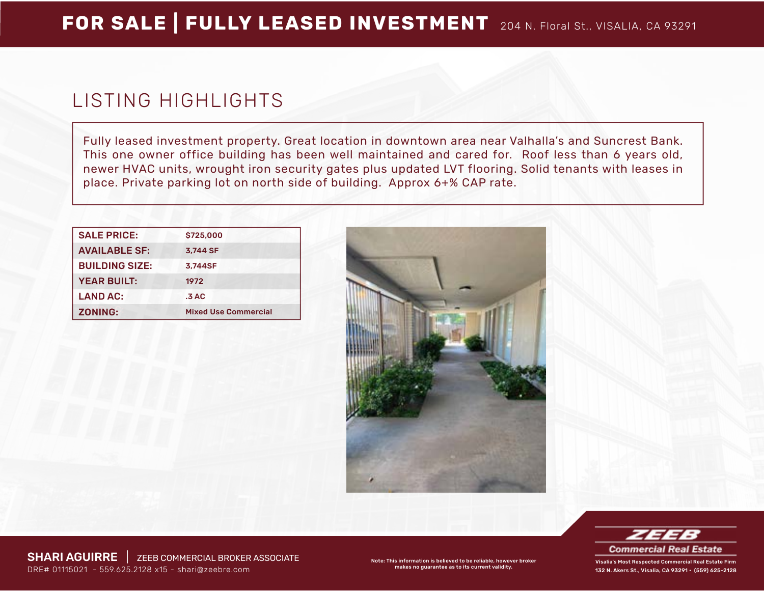# FOR SALE | FULLY LEASED INVESTMENT

204 N. Floral St., VISALIA, CA 93291

## LISTING HIGHLIGHTS

Fully leased investment property. Great location in downtown area near Valhalla's and Suncrest Bank. This one owner office building has been well maintained and cared for. Roof less than 6 years old, newer HVAC units, wrought iron security gates plus updated LVT flooring. Solid tenants with leases in place. Private parking lot on north side of building. Approx 6+% CAP rate.

| | |
|---|---|
| **SALE PRICE:** | $725,000 |
| **AVAILABLE SF:** | 3,744 SF |
| **BUILDING SIZE:** | 3,744SF |
| **YEAR BUILT:** | 1972 |
| **LAND AC:** | .3 AC |
| **ZONING:** | Mixed Use Commercial |

**SHARI AGUIRRE** | ZEEB COMMERCIAL BROKER ASSOCIATE
DRE# 01115021 - 559.625.2128 x15 - shari@zeebre.com

Note: This information is believed to be reliable, however broker makes no guarantee as to its current validity.

**ZEEB Commercial Real Estate**
Visalia's Most Respected Commercial Real Estate Firm
132 N. Akers St., Visalia, CA 93291 • (559) 625-2128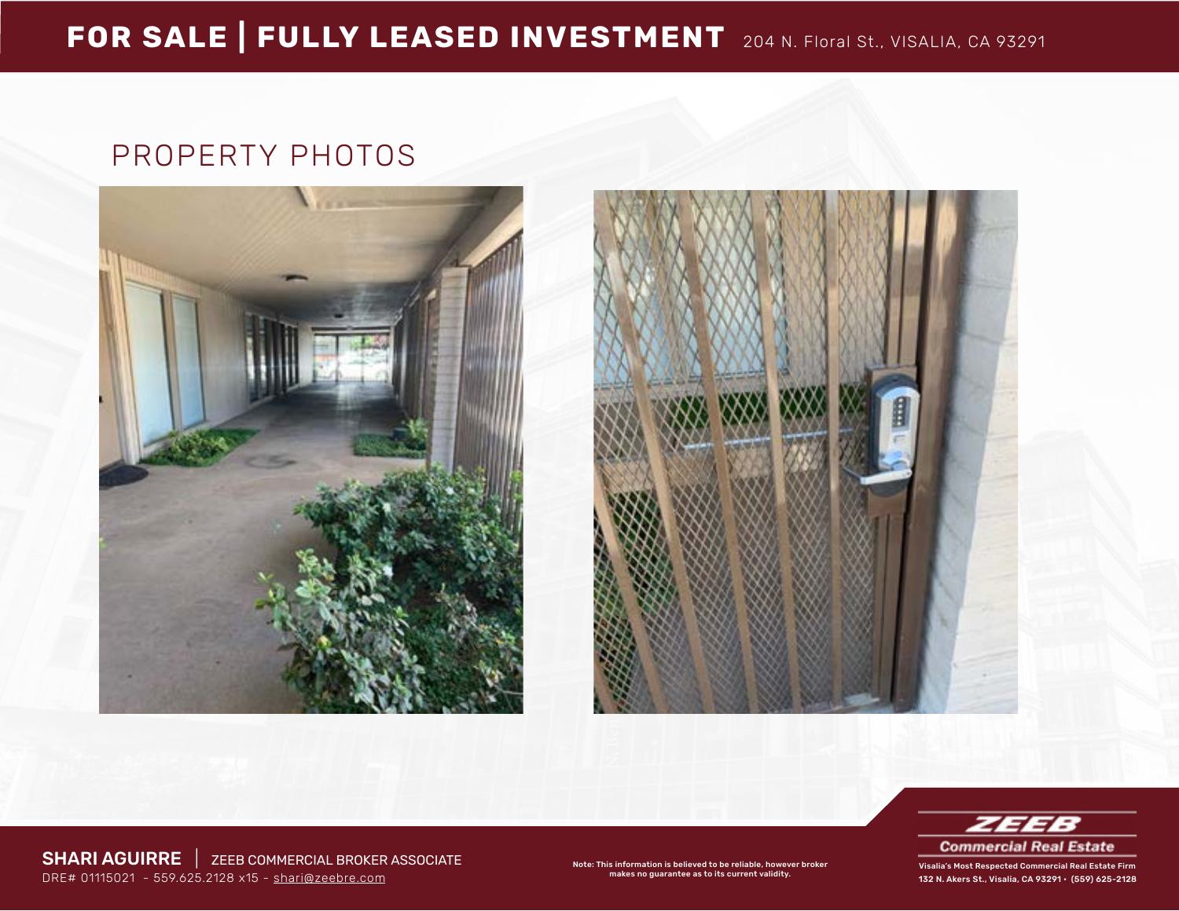# FOR SALE | FULLY LEASED INVESTMENT

204 N. Floral St., VISALIA, CA 93291

## PROPERTY PHOTOS

**SHARI AGUIRRE** | ZEEB COMMERCIAL BROKER ASSOCIATE

DRE# 01115021 - 559.625.2128 x15 - shari@zeebre.com

Note: This information is believed to be reliable, however broker makes no guarantee as to its current validity.

**ZEEB Commercial Real Estate**

Visalia's Most Respected Commercial Real Estate Firm

132 N. Akers St., Visalia, CA 93291 • (559) 625-2128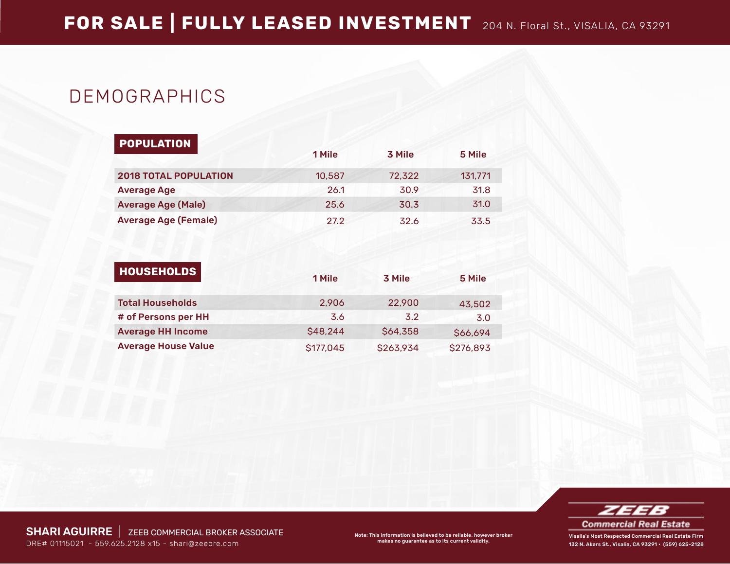# FOR SALE | FULLY LEASED INVESTMENT

204 N. Floral St., VISALIA, CA 93291

## DEMOGRAPHICS

| POPULATION | 1 Mile | 3 Mile | 5 Mile |
|---|---|---|---|
| 2018 TOTAL POPULATION | 10,587 | 72,322 | 131,771 |
| Average Age | 26.1 | 30.9 | 31.8 |
| Average Age (Male) | 25.6 | 30.3 | 31.0 |
| Average Age (Female) | 27.2 | 32.6 | 33.5 |

| HOUSEHOLDS | 1 Mile | 3 Mile | 5 Mile |
|---|---|---|---|
| Total Households | 2,906 | 22,900 | 43,502 |
| # of Persons per HH | 3.6 | 3.2 | 3.0 |
| Average HH Income | $48,244 | $64,358 | $66,694 |
| Average House Value | $177,045 | $263,934 | $276,893 |

**SHARI AGUIRRE** | ZEEB COMMERCIAL BROKER ASSOCIATE

DRE# 01115021 - 559.625.2128 x15 - shari@zeebre.com

Note: This information is believed to be reliable, however broker makes no guarantee as to its current validity.

**ZEEB Commercial Real Estate**

Visalia's Most Respected Commercial Real Estate Firm

132 N. Akers St., Visalia, CA 93291 • (559) 625-2128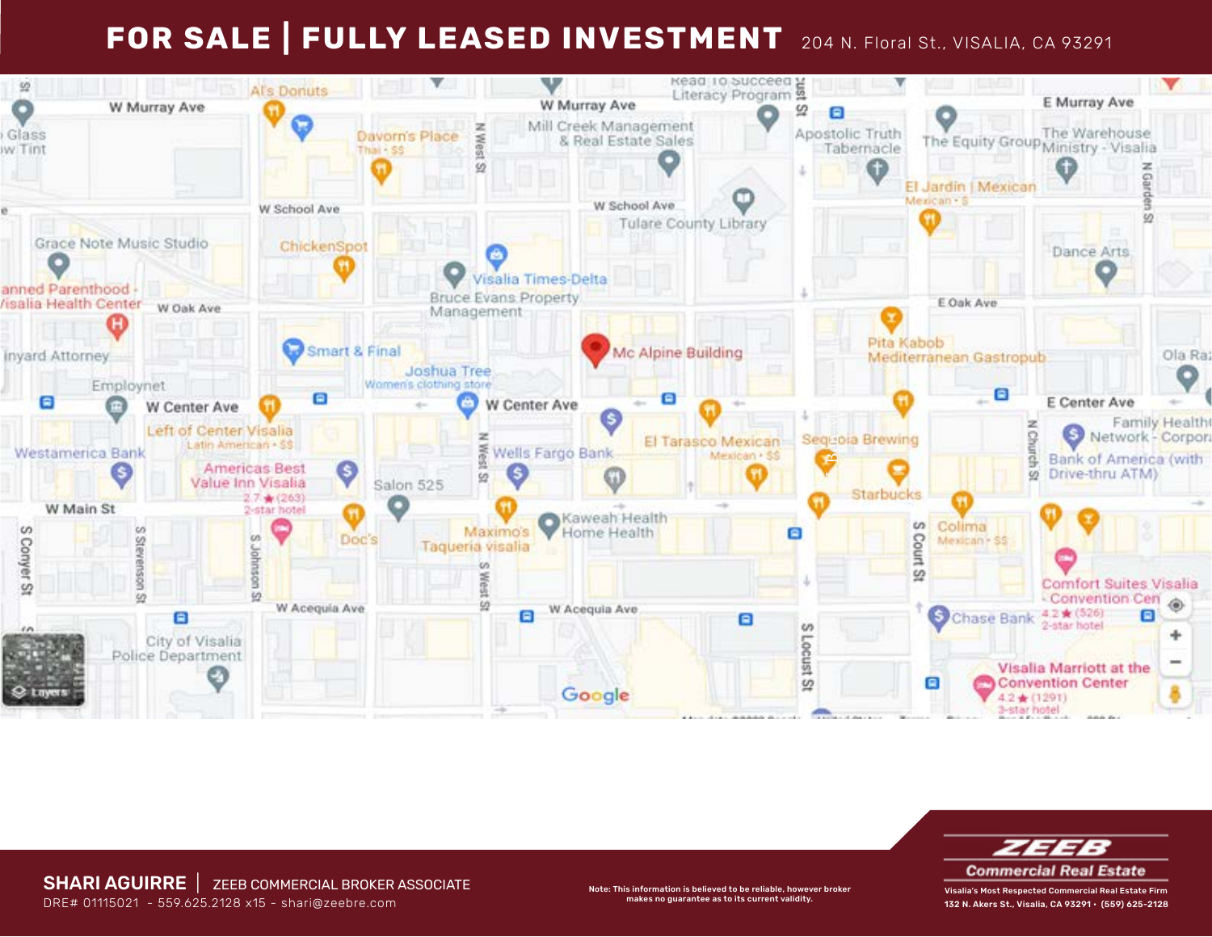# FOR SALE | FULLY LEASED INVESTMENT

204 N. Floral St., VISALIA, CA 93291

**SHARI AGUIRRE** | ZEEB COMMERCIAL BROKER ASSOCIATE

DRE# 01115021 - 559.625.2128 x15 - shari@zeebre.com

Note: This information is believed to be reliable, however broker makes no guarantee as to its current validity.

**ZEEB**

**Commercial Real Estate**

Visalia's Most Respected Commercial Real Estate Firm

132 N. Akers St., Visalia, CA 93291 • (559) 625-2128